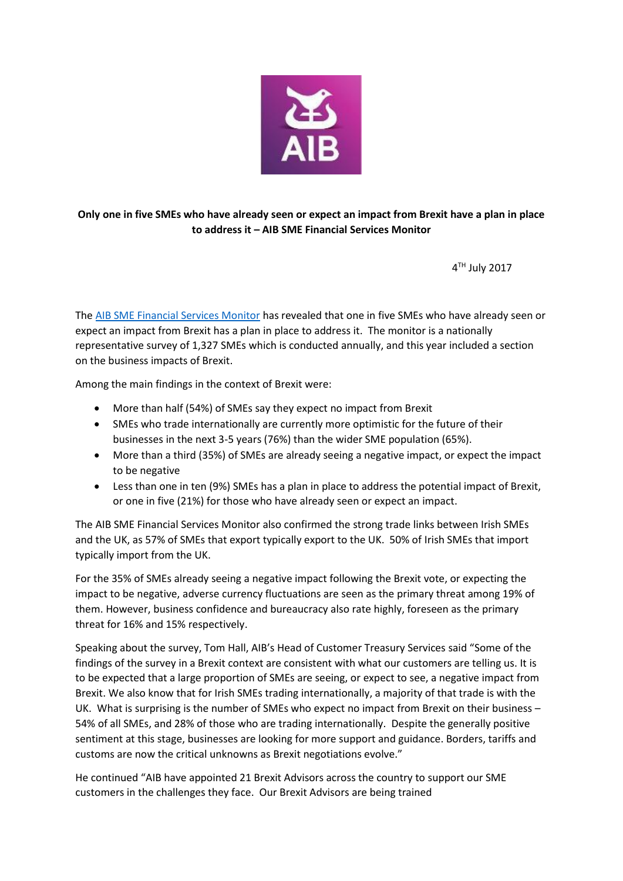**Only one in five SMEs who have already seen or expect an impact from Brexit have a plan in place to address it – AIB SME Financial Services Monitor**

4TH July 2017

The AIB SME Financial Services Monitor has revealed that one in five SMEs who have already seen or expect an impact from Brexit has a plan in place to address it. The monitor is a nationally representative survey of 1,327 SMEs which is conducted annually, and this year included a section on the business impacts of Brexit.

Among the main findings in the context of Brexit were:

- More than half (54%) of SMEs say they expect no impact from Brexit
- SMEs who trade internationally are currently more optimistic for the future of their businesses in the next 3-5 years (76%) than the wider SME population (65%).
- More than a third (35%) of SMEs are already seeing a negative impact, or expect the impact to be negative
- Less than one in ten (9%) SMEs has a plan in place to address the potential impact of Brexit, or one in five (21%) for those who have already seen or expect an impact.

The AIB SME Financial Services Monitor also confirmed the strong trade links between Irish SMEs and the UK, as 57% of SMEs that export typically export to the UK. 50% of Irish SMEs that import typically import from the UK.

For the 35% of SMEs already seeing a negative impact following the Brexit vote, or expecting the impact to be negative, adverse currency fluctuations are seen as the primary threat among 19% of them. However, business confidence and bureaucracy also rate highly, foreseen as the primary threat for 16% and 15% respectively.

Speaking about the survey, Tom Hall, AIB's Head of Customer Treasury Services said "Some of the findings of the survey in a Brexit context are consistent with what our customers are telling us. It is to be expected that a large proportion of SMEs are seeing, or expect to see, a negative impact from Brexit. We also know that for Irish SMEs trading internationally, a majority of that trade is with the UK. What is surprising is the number of SMEs who expect no impact from Brexit on their business – 54% of all SMEs, and 28% of those who are trading internationally. Despite the generally positive sentiment at this stage, businesses are looking for more support and guidance. Borders, tariffs and customs are now the critical unknowns as Brexit negotiations evolve."

He continued "AIB have appointed 21 Brexit Advisors across the country to support our SME customers in the challenges they face. Our Brexit Advisors are being trained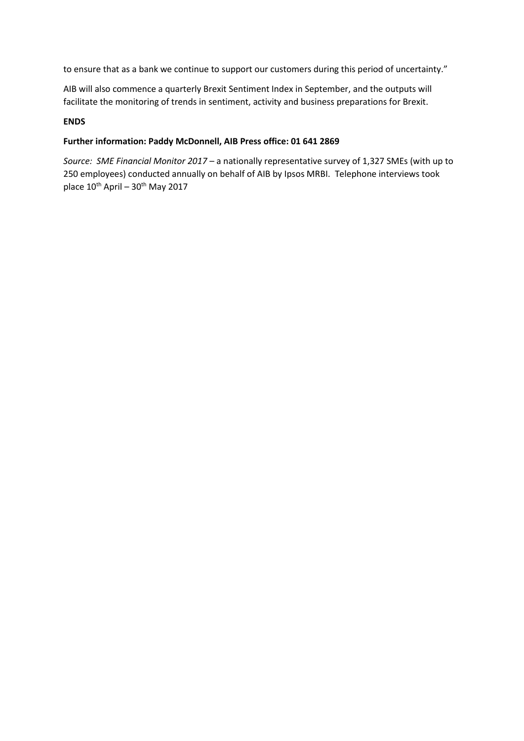to ensure that as a bank we continue to support our customers during this period of uncertainty."

AIB will also commence a quarterly Brexit Sentiment Index in September, and the outputs will facilitate the monitoring of trends in sentiment, activity and business preparations for Brexit.

**ENDS**

**Further information: Paddy McDonnell, AIB Press office: 01 641 2869**

*Source: SME Financial Monitor 2017* – a nationally representative survey of 1,327 SMEs (with up to 250 employees) conducted annually on behalf of AIB by Ipsos MRBI. Telephone interviews took place 10th April – 30th May 2017